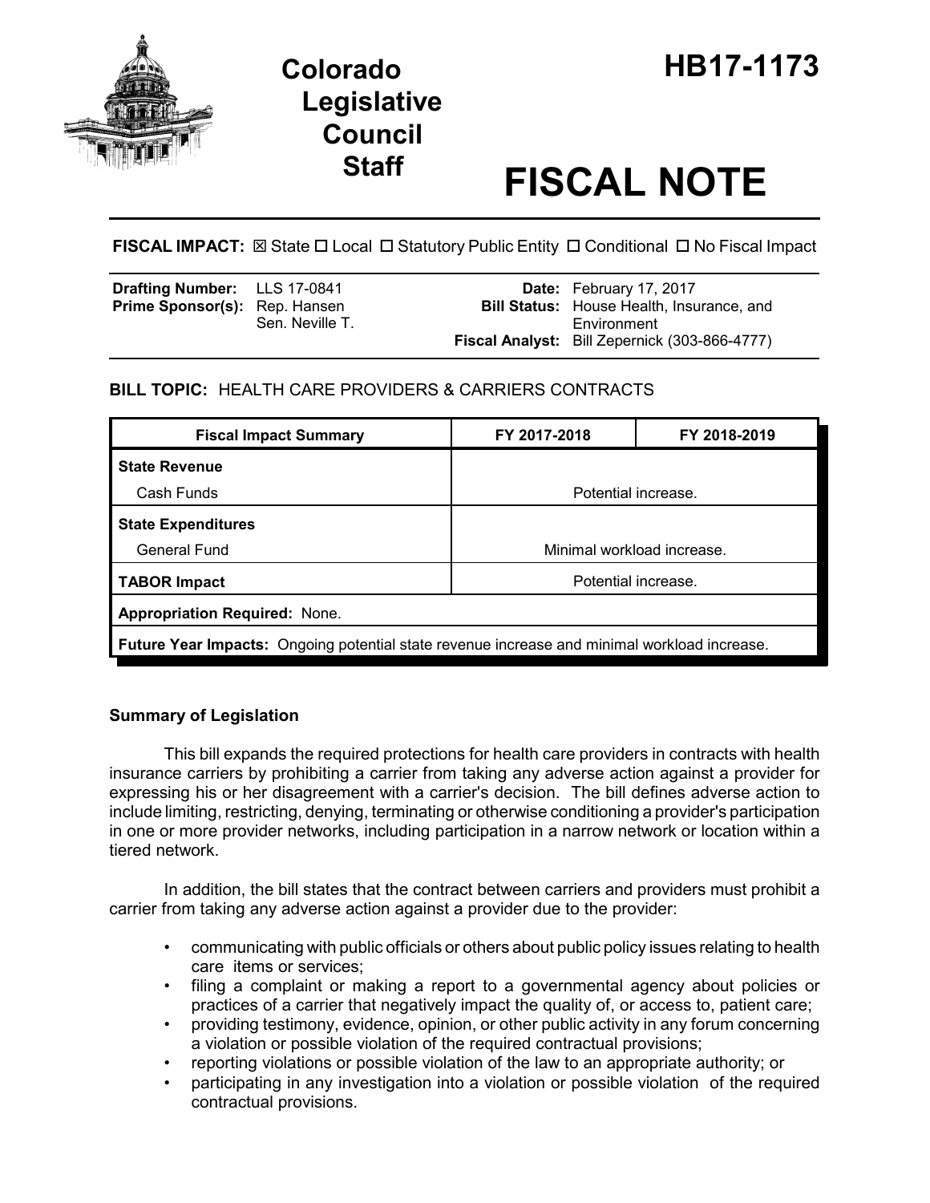# Colorado Legislative Council Staff

# HB17-1173

# FISCAL NOTE

**FISCAL IMPACT:** ☒ State ☐ Local ☐ Statutory Public Entity ☐ Conditional ☐ No Fiscal Impact

| | | | |
|---|---|---|---|
| **Drafting Number:** | LLS 17-0841 | **Date:** | February 17, 2017 |
| **Prime Sponsor(s):** | Rep. Hansen<br>Sen. Neville T. | **Bill Status:** | House Health, Insurance, and Environment |
| | | **Fiscal Analyst:** | Bill Zepernick (303-866-4777) |

**BILL TOPIC:** HEALTH CARE PROVIDERS & CARRIERS CONTRACTS

| Fiscal Impact Summary | FY 2017-2018 | FY 2018-2019 |
|---|---|---|
| **State Revenue** | | |
| Cash Funds | Potential increase. | |
| **State Expenditures** | | |
| General Fund | Minimal workload increase. | |
| **TABOR Impact** | Potential increase. | |
| **Appropriation Required:** None. | | |
| **Future Year Impacts:** Ongoing potential state revenue increase and minimal workload increase. | | |

### Summary of Legislation

This bill expands the required protections for health care providers in contracts with health insurance carriers by prohibiting a carrier from taking any adverse action against a provider for expressing his or her disagreement with a carrier's decision. The bill defines adverse action to include limiting, restricting, denying, terminating or otherwise conditioning a provider's participation in one or more provider networks, including participation in a narrow network or location within a tiered network.

In addition, the bill states that the contract between carriers and providers must prohibit a carrier from taking any adverse action against a provider due to the provider:

- communicating with public officials or others about public policy issues relating to health care items or services;
- filing a complaint or making a report to a governmental agency about policies or practices of a carrier that negatively impact the quality of, or access to, patient care;
- providing testimony, evidence, opinion, or other public activity in any forum concerning a violation or possible violation of the required contractual provisions;
- reporting violations or possible violation of the law to an appropriate authority; or
- participating in any investigation into a violation or possible violation of the required contractual provisions.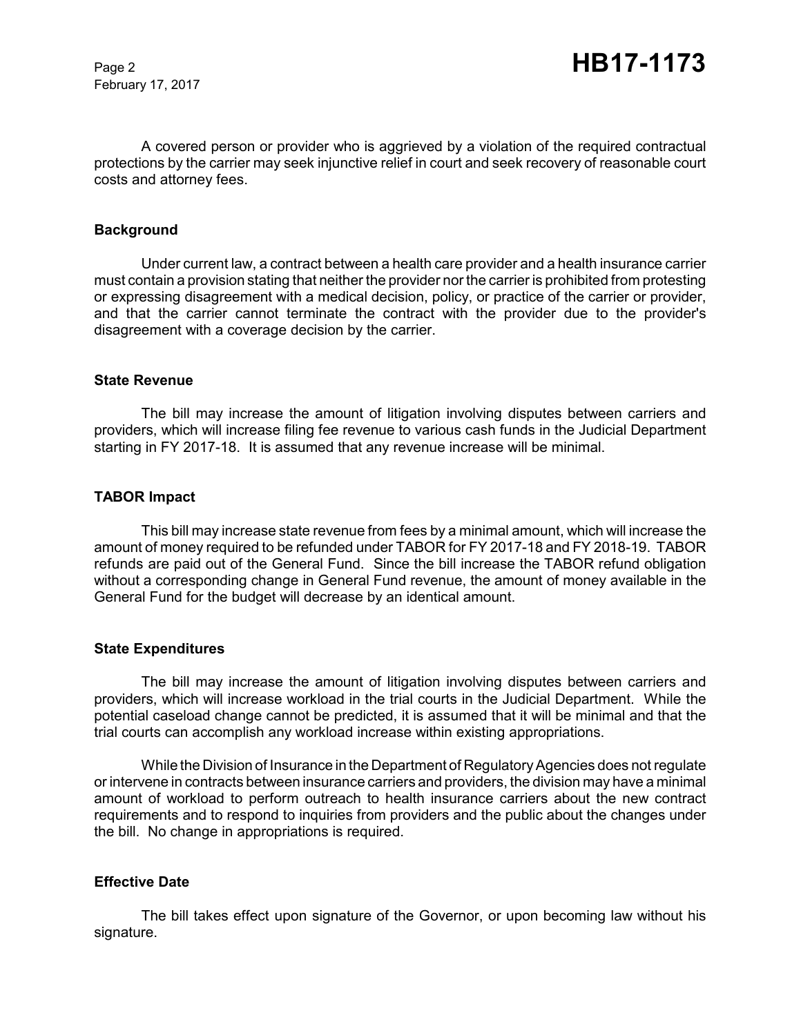A covered person or provider who is aggrieved by a violation of the required contractual protections by the carrier may seek injunctive relief in court and seek recovery of reasonable court costs and attorney fees.

**Background**

Under current law, a contract between a health care provider and a health insurance carrier must contain a provision stating that neither the provider nor the carrier is prohibited from protesting or expressing disagreement with a medical decision, policy, or practice of the carrier or provider, and that the carrier cannot terminate the contract with the provider due to the provider's disagreement with a coverage decision by the carrier.

**State Revenue**

The bill may increase the amount of litigation involving disputes between carriers and providers, which will increase filing fee revenue to various cash funds in the Judicial Department starting in FY 2017-18. It is assumed that any revenue increase will be minimal.

**TABOR Impact**

This bill may increase state revenue from fees by a minimal amount, which will increase the amount of money required to be refunded under TABOR for FY 2017-18 and FY 2018-19. TABOR refunds are paid out of the General Fund. Since the bill increase the TABOR refund obligation without a corresponding change in General Fund revenue, the amount of money available in the General Fund for the budget will decrease by an identical amount.

**State Expenditures**

The bill may increase the amount of litigation involving disputes between carriers and providers, which will increase workload in the trial courts in the Judicial Department. While the potential caseload change cannot be predicted, it is assumed that it will be minimal and that the trial courts can accomplish any workload increase within existing appropriations.

While the Division of Insurance in the Department of Regulatory Agencies does not regulate or intervene in contracts between insurance carriers and providers, the division may have a minimal amount of workload to perform outreach to health insurance carriers about the new contract requirements and to respond to inquiries from providers and the public about the changes under the bill. No change in appropriations is required.

**Effective Date**

The bill takes effect upon signature of the Governor, or upon becoming law without his signature.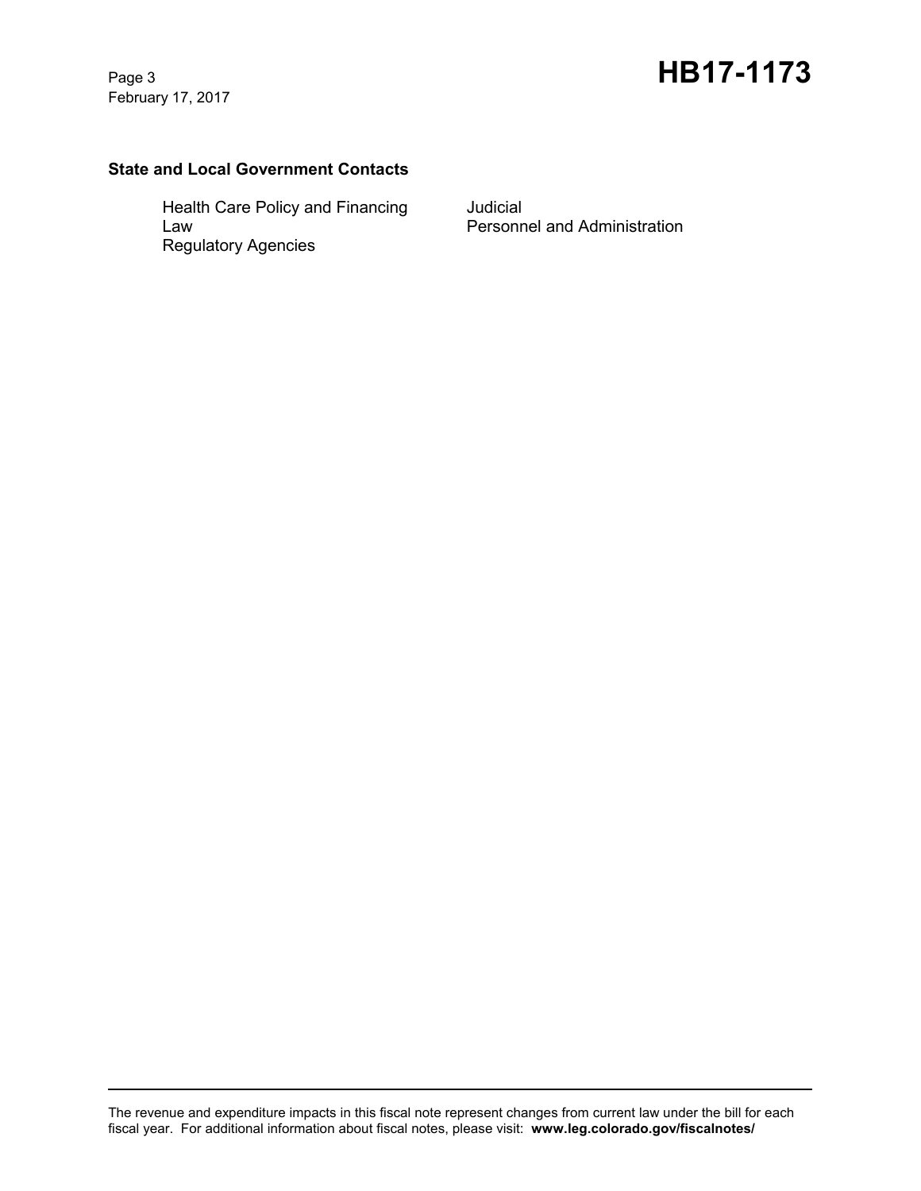**State and Local Government Contacts**

Health Care Policy and Financing
Judicial
Law
Personnel and Administration
Regulatory Agencies

---

The revenue and expenditure impacts in this fiscal note represent changes from current law under the bill for each fiscal year. For additional information about fiscal notes, please visit: **www.leg.colorado.gov/fiscalnotes/**